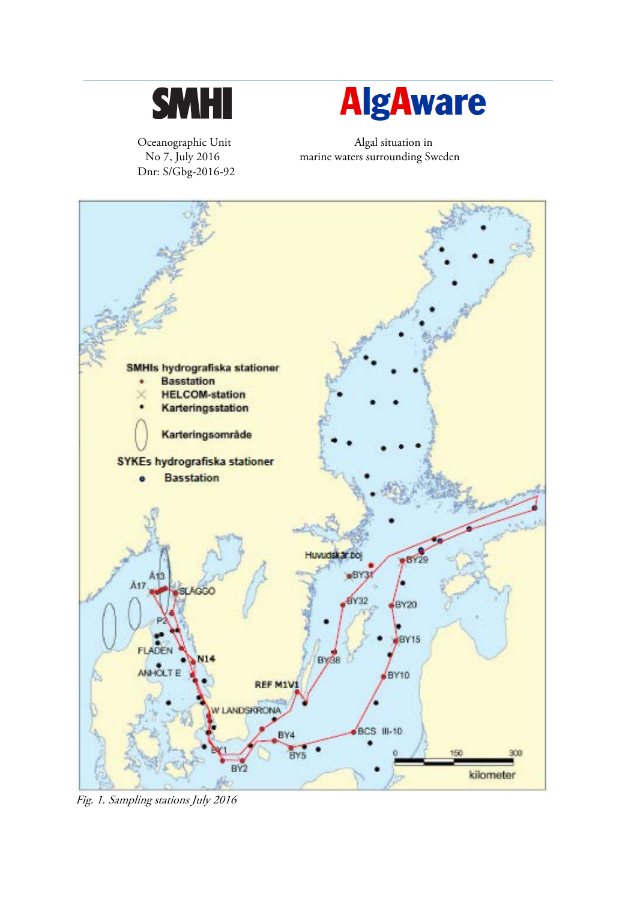SMHI

Oceanographic Unit
No 7, July 2016
Dnr: S/Gbg-2016-92

# AlgAware

Algal situation in
marine waters surrounding Sweden

*Fig. 1. Sampling stations July 2016*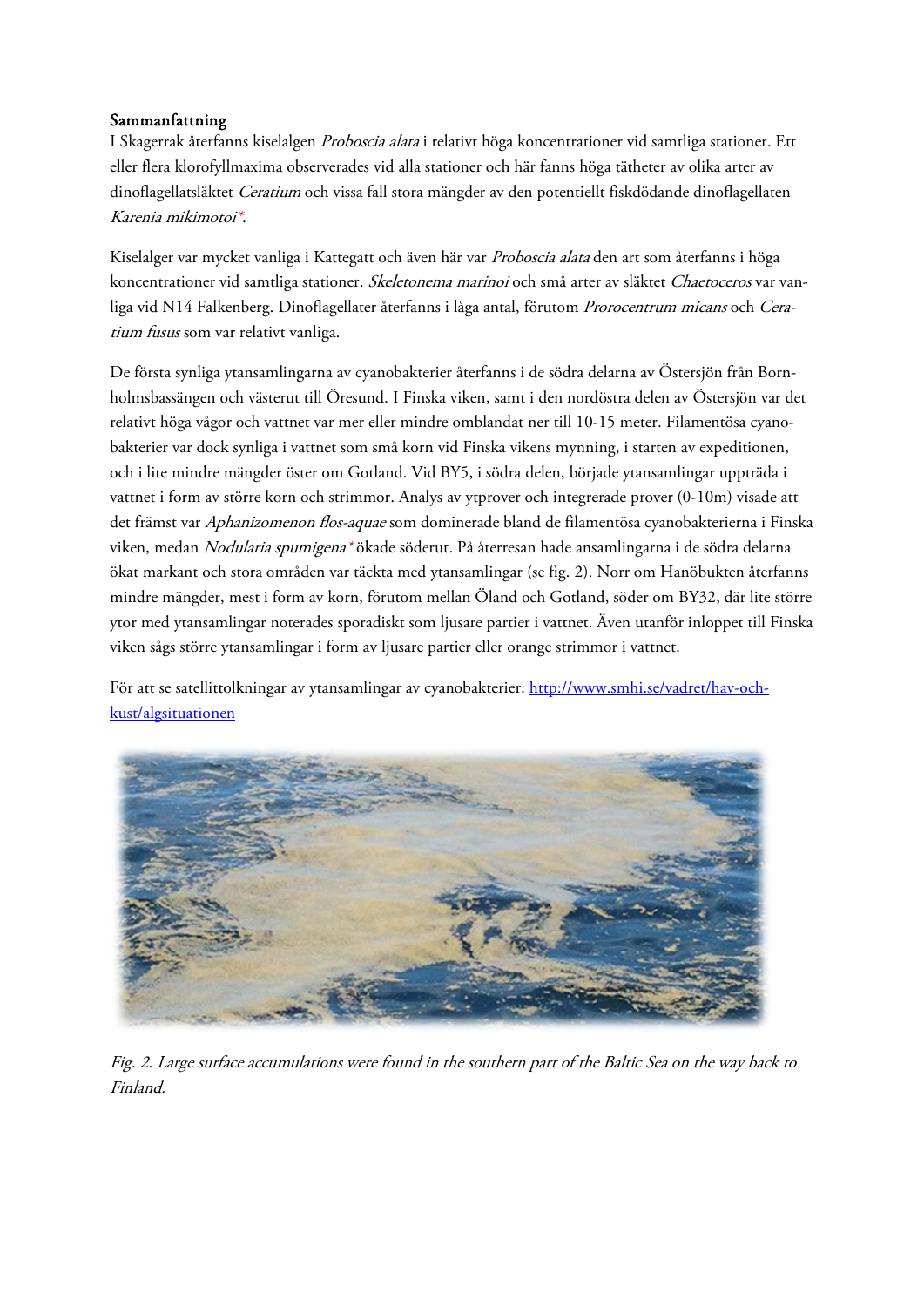**Sammanfattning**

I Skagerrak återfanns kiselalgen *Proboscia alata* i relativt höga koncentrationer vid samtliga stationer. Ett eller flera klorofyllmaxima observerades vid alla stationer och här fanns höga tätheter av olika arter av dinoflagellatsläktet *Ceratium* och vissa fall stora mängder av den potentiellt fiskdödande dinoflagellaten *Karenia mikimotoi**.

Kiselalger var mycket vanliga i Kattegatt och även här var *Proboscia alata* den art som återfanns i höga koncentrationer vid samtliga stationer. *Skeletonema marinoi* och små arter av släktet *Chaetoceros* var vanliga vid N14 Falkenberg. Dinoflagellater återfanns i låga antal, förutom *Prorocentrum micans* och *Ceratium fusus* som var relativt vanliga.

De första synliga ytansamlingarna av cyanobakterier återfanns i de södra delarna av Östersjön från Bornholmsbassängen och västerut till Öresund. I Finska viken, samt i den nordöstra delen av Östersjön var det relativt höga vågor och vattnet var mer eller mindre omblandat ner till 10-15 meter. Filamentösa cyanobakterier var dock synliga i vattnet som små korn vid Finska vikens mynning, i starten av expeditionen, och i lite mindre mängder öster om Gotland. Vid BY5, i södra delen, började ytansamlingar uppträda i vattnet i form av större korn och strimmor. Analys av ytprover och integrerade prover (0-10m) visade att det främst var *Aphanizomenon flos-aquae* som dominerade bland de filamentösa cyanobakterierna i Finska viken, medan *Nodularia spumigena** ökade söderut. På återresan hade ansamlingarna i de södra delarna ökat markant och stora områden var täckta med ytansamlingar (se fig. 2). Norr om Hanöbukten återfanns mindre mängder, mest i form av korn, förutom mellan Öland och Gotland, söder om BY32, där lite större ytor med ytansamlingar noterades sporadiskt som ljusare partier i vattnet. Även utanför inloppet till Finska viken sågs större ytansamlingar i form av ljusare partier eller orange strimmor i vattnet.

För att se satellittolkningar av ytansamlingar av cyanobakterier: [http://www.smhi.se/vadret/hav-och-kust/algsituationen](http://www.smhi.se/vadret/hav-och-kust/algsituationen)

*Fig. 2. Large surface accumulations were found in the southern part of the Baltic Sea on the way back to Finland.*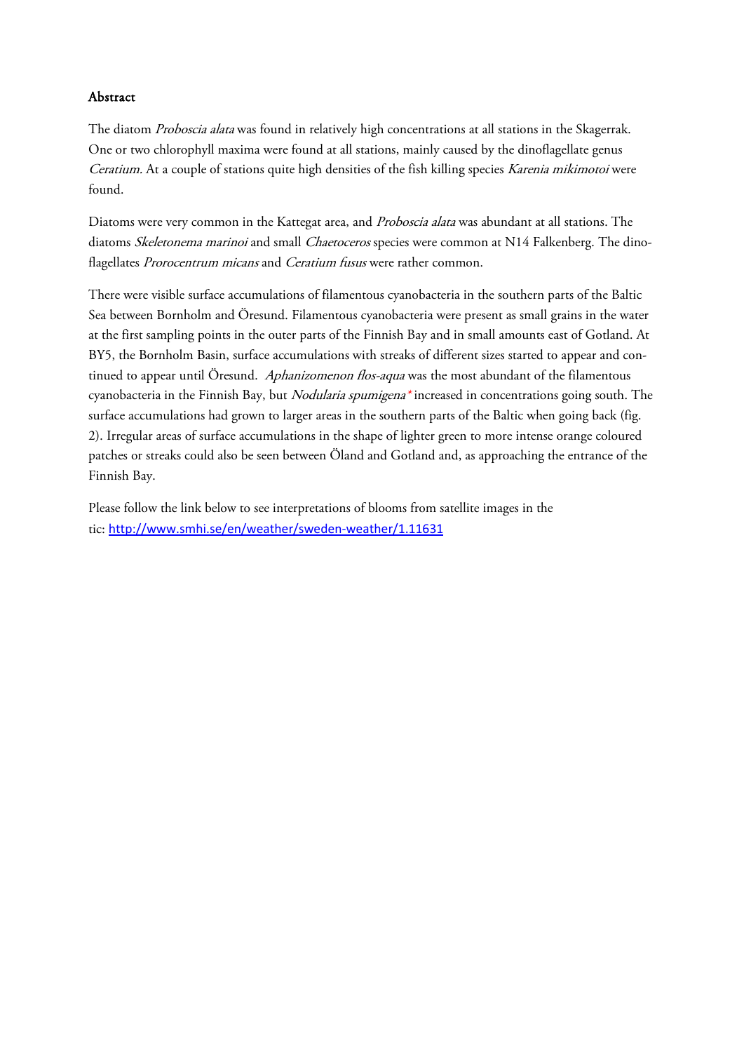## Abstract

The diatom *Proboscia alata* was found in relatively high concentrations at all stations in the Skagerrak. One or two chlorophyll maxima were found at all stations, mainly caused by the dinoflagellate genus *Ceratium*. At a couple of stations quite high densities of the fish killing species *Karenia mikimotoi* were found.

Diatoms were very common in the Kattegat area, and *Proboscia alata* was abundant at all stations. The diatoms *Skeletonema marinoi* and small *Chaetoceros* species were common at N14 Falkenberg. The dinoflagellates *Prorocentrum micans* and *Ceratium fusus* were rather common.

There were visible surface accumulations of filamentous cyanobacteria in the southern parts of the Baltic Sea between Bornholm and Öresund. Filamentous cyanobacteria were present as small grains in the water at the first sampling points in the outer parts of the Finnish Bay and in small amounts east of Gotland. At BY5, the Bornholm Basin, surface accumulations with streaks of different sizes started to appear and continued to appear until Öresund. *Aphanizomenon flos-aqua* was the most abundant of the filamentous cyanobacteria in the Finnish Bay, but *Nodularia spumigena** increased in concentrations going south. The surface accumulations had grown to larger areas in the southern parts of the Baltic when going back (fig. 2). Irregular areas of surface accumulations in the shape of lighter green to more intense orange coloured patches or streaks could also be seen between Öland and Gotland and, as approaching the entrance of the Finnish Bay.

Please follow the link below to see interpretations of blooms from satellite images in the tic: http://www.smhi.se/en/weather/sweden-weather/1.11631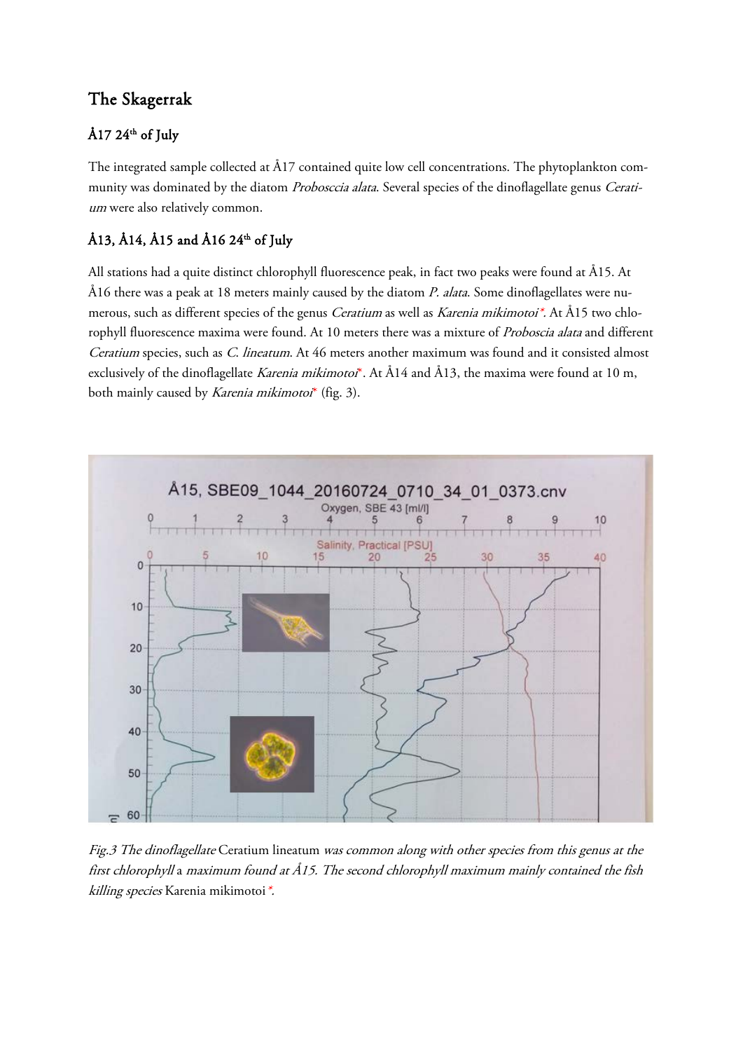# The Skagerrak

## Å17 24th of July

The integrated sample collected at Å17 contained quite low cell concentrations. The phytoplankton community was dominated by the diatom *Probosccia alata*. Several species of the dinoflagellate genus *Ceratium* were also relatively common.

## Å13, Å14, Å15 and Å16 24th of July

All stations had a quite distinct chlorophyll fluorescence peak, in fact two peaks were found at Å15. At Å16 there was a peak at 18 meters mainly caused by the diatom *P. alata*. Some dinoflagellates were numerous, such as different species of the genus *Ceratium* as well as *Karenia mikimotoi*\*. At Å15 two chlorophyll fluorescence maxima were found. At 10 meters there was a mixture of *Proboscia alata* and different *Ceratium* species, such as *C. lineatum*. At 46 meters another maximum was found and it consisted almost exclusively of the dinoflagellate *Karenia mikimotoi*\*. At Å14 and Å13, the maxima were found at 10 m, both mainly caused by *Karenia mikimotoi*\* (fig. 3).

*Fig.3 The dinoflagellate* Ceratium lineatum *was common along with other species from this genus at the first chlorophyll* a *maximum found at Å15. The second chlorophyll maximum mainly contained the fish killing species* Karenia mikimotoi *\*.*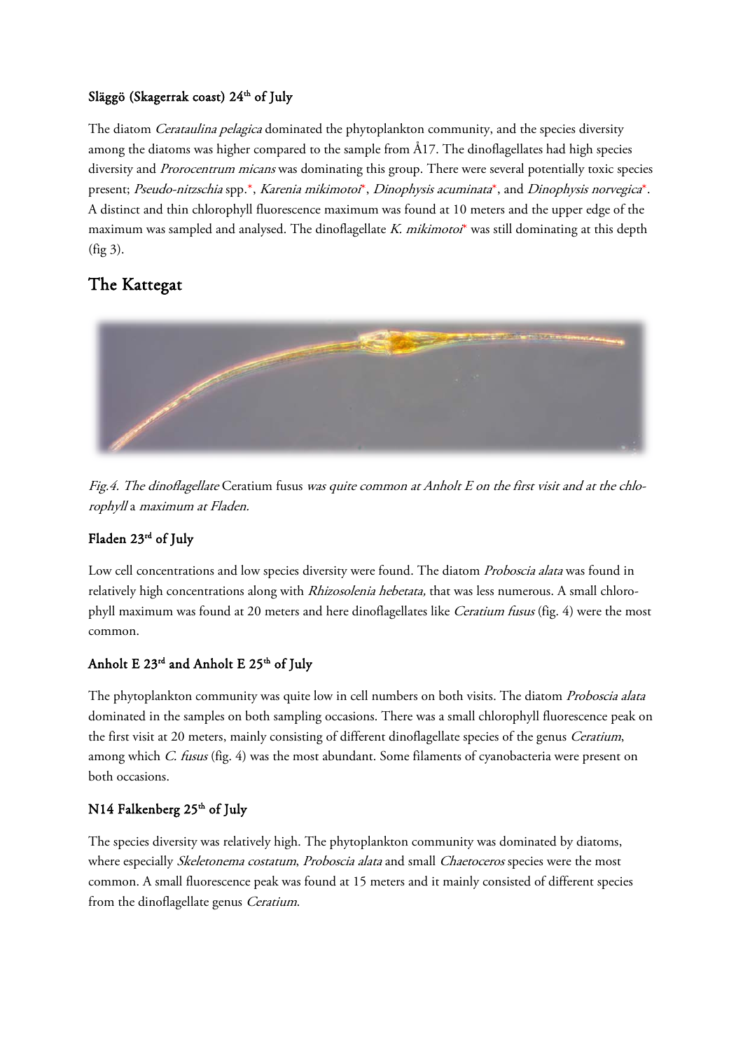### Släggö (Skagerrak coast) 24th of July

The diatom *Cerataulina pelagica* dominated the phytoplankton community, and the species diversity among the diatoms was higher compared to the sample from Å17. The dinoflagellates had high species diversity and *Prorocentrum micans* was dominating this group. There were several potentially toxic species present; *Pseudo-nitzschia* spp.*, *Karenia mikimotoi**, *Dinophysis acuminata**, and *Dinophysis norvegica**. A distinct and thin chlorophyll fluorescence maximum was found at 10 meters and the upper edge of the maximum was sampled and analysed. The dinoflagellate *K. mikimotoi** was still dominating at this depth (fig 3).

## The Kattegat

*Fig.4. The dinoflagellate* Ceratium fusus *was quite common at Anholt E on the first visit and at the chlorophyll* a *maximum at Fladen.*

### Fladen 23rd of July

Low cell concentrations and low species diversity were found. The diatom *Proboscia alata* was found in relatively high concentrations along with *Rhizosolenia hebetata,* that was less numerous. A small chlorophyll maximum was found at 20 meters and here dinoflagellates like *Ceratium fusus* (fig. 4) were the most common.

### Anholt E 23rd and Anholt E 25th of July

The phytoplankton community was quite low in cell numbers on both visits. The diatom *Proboscia alata* dominated in the samples on both sampling occasions. There was a small chlorophyll fluorescence peak on the first visit at 20 meters, mainly consisting of different dinoflagellate species of the genus *Ceratium*, among which *C. fusus* (fig. 4) was the most abundant. Some filaments of cyanobacteria were present on both occasions.

### N14 Falkenberg 25th of July

The species diversity was relatively high. The phytoplankton community was dominated by diatoms, where especially *Skeletonema costatum*, *Proboscia alata* and small *Chaetoceros* species were the most common. A small fluorescence peak was found at 15 meters and it mainly consisted of different species from the dinoflagellate genus *Ceratium*.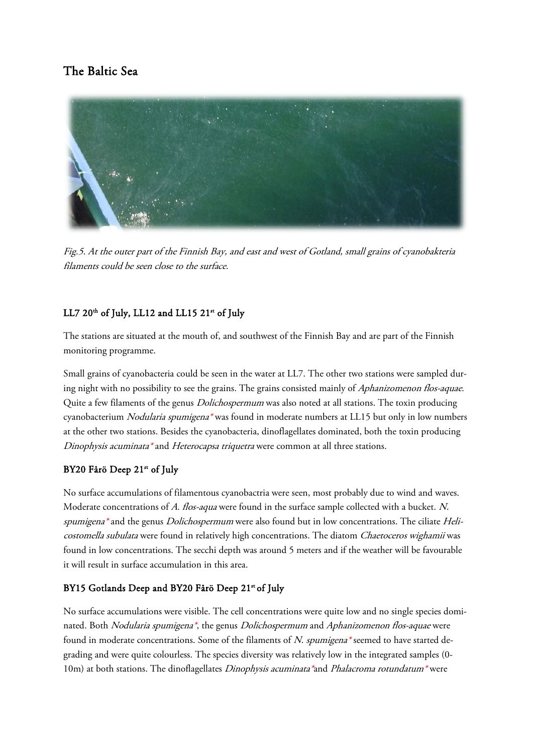# The Baltic Sea

*Fig.5. At the outer part of the Finnish Bay, and east and west of Gotland, small grains of cyanobakteria filaments could be seen close to the surface.*

### LL7 20th of July, LL12 and LL15 21st of July

The stations are situated at the mouth of, and southwest of the Finnish Bay and are part of the Finnish monitoring programme.

Small grains of cyanobacteria could be seen in the water at LL7. The other two stations were sampled during night with no possibility to see the grains. The grains consisted mainly of *Aphanizomenon flos-aquae*. Quite a few filaments of the genus *Dolichospermum* was also noted at all stations. The toxin producing cyanobacterium *Nodularia spumigena** was found in moderate numbers at LL15 but only in low numbers at the other two stations. Besides the cyanobacteria, dinoflagellates dominated, both the toxin producing *Dinophysis acuminata** and *Heterocapsa triquetra* were common at all three stations.

### BY20 Fårö Deep 21st of July

No surface accumulations of filamentous cyanobactria were seen, most probably due to wind and waves. Moderate concentrations of *A. flos-aqua* were found in the surface sample collected with a bucket. *N. spumigena** and the genus *Dolichospermum* were also found but in low concentrations. The ciliate *Helicostomella subulata* were found in relatively high concentrations. The diatom *Chaetoceros wighamii* was found in low concentrations. The secchi depth was around 5 meters and if the weather will be favourable it will result in surface accumulation in this area.

### BY15 Gotlands Deep and BY20 Fårö Deep 21st of July

No surface accumulations were visible. The cell concentrations were quite low and no single species dominated. Both *Nodularia spumigena**, the genus *Dolichospermum* and *Aphanizomenon flos-aquae* were found in moderate concentrations. Some of the filaments of *N. spumigena** seemed to have started degrading and were quite colourless. The species diversity was relatively low in the integrated samples (0-10m) at both stations. The dinoflagellates *Dinophysis acuminata** and *Phalacroma rotundatum** were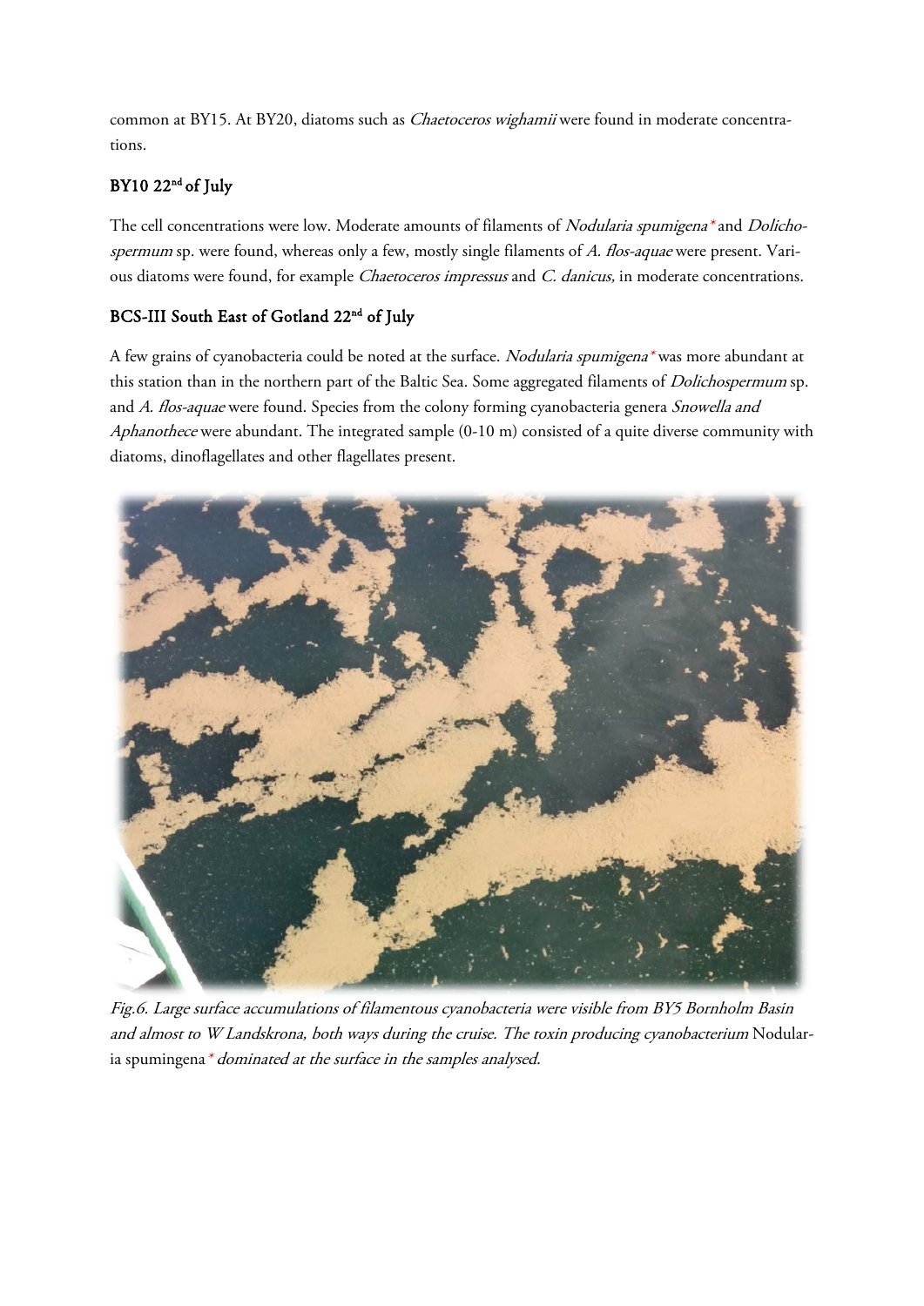common at BY15. At BY20, diatoms such as *Chaetoceros wighamii* were found in moderate concentrations.

### BY10 22nd of July

The cell concentrations were low. Moderate amounts of filaments of *Nodularia spumigena** and *Dolichospermum* sp. were found, whereas only a few, mostly single filaments of *A. flos-aquae* were present. Various diatoms were found, for example *Chaetoceros impressus* and *C. danicus,* in moderate concentrations.

### BCS-III South East of Gotland 22nd of July

A few grains of cyanobacteria could be noted at the surface. *Nodularia spumigena** was more abundant at this station than in the northern part of the Baltic Sea. Some aggregated filaments of *Dolichospermum* sp. and *A. flos-aquae* were found. Species from the colony forming cyanobacteria genera *Snowella and Aphanothece* were abundant. The integrated sample (0-10 m) consisted of a quite diverse community with diatoms, dinoflagellates and other flagellates present.

*Fig.6. Large surface accumulations of filamentous cyanobacteria were visible from BY5 Bornholm Basin and almost to W Landskrona, both ways during the cruise. The toxin producing cyanobacterium* Nodularia spumingena* *dominated at the surface in the samples analysed.*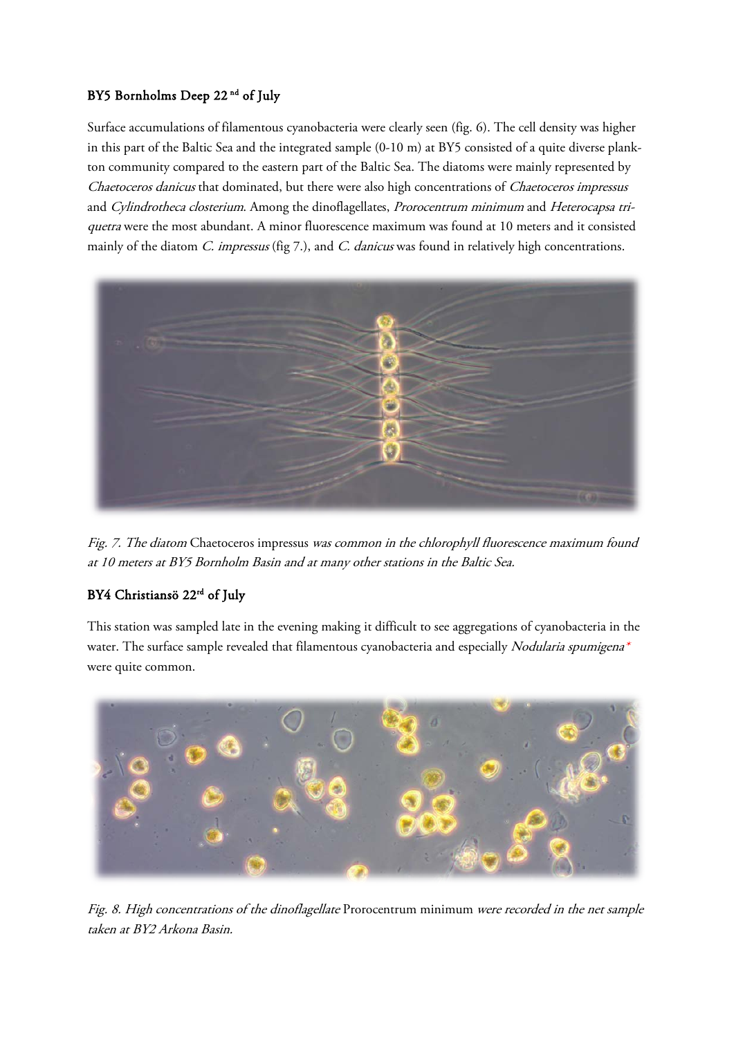### BY5 Bornholms Deep 22 nd of July

Surface accumulations of filamentous cyanobacteria were clearly seen (fig. 6). The cell density was higher in this part of the Baltic Sea and the integrated sample (0-10 m) at BY5 consisted of a quite diverse plankton community compared to the eastern part of the Baltic Sea. The diatoms were mainly represented by *Chaetoceros danicus* that dominated, but there were also high concentrations of *Chaetoceros impressus* and *Cylindrotheca closterium*. Among the dinoflagellates, *Prorocentrum minimum* and *Heterocapsa triquetra* were the most abundant. A minor fluorescence maximum was found at 10 meters and it consisted mainly of the diatom *C. impressus* (fig 7.), and *C. danicus* was found in relatively high concentrations.

*Fig. 7. The diatom* Chaetoceros impressus *was common in the chlorophyll fluorescence maximum found at 10 meters at BY5 Bornholm Basin and at many other stations in the Baltic Sea.*

### BY4 Christiansö 22rd of July

This station was sampled late in the evening making it difficult to see aggregations of cyanobacteria in the water. The surface sample revealed that filamentous cyanobacteria and especially *Nodularia spumigena** were quite common.

*Fig. 8. High concentrations of the dinoflagellate* Prorocentrum minimum *were recorded in the net sample taken at BY2 Arkona Basin.*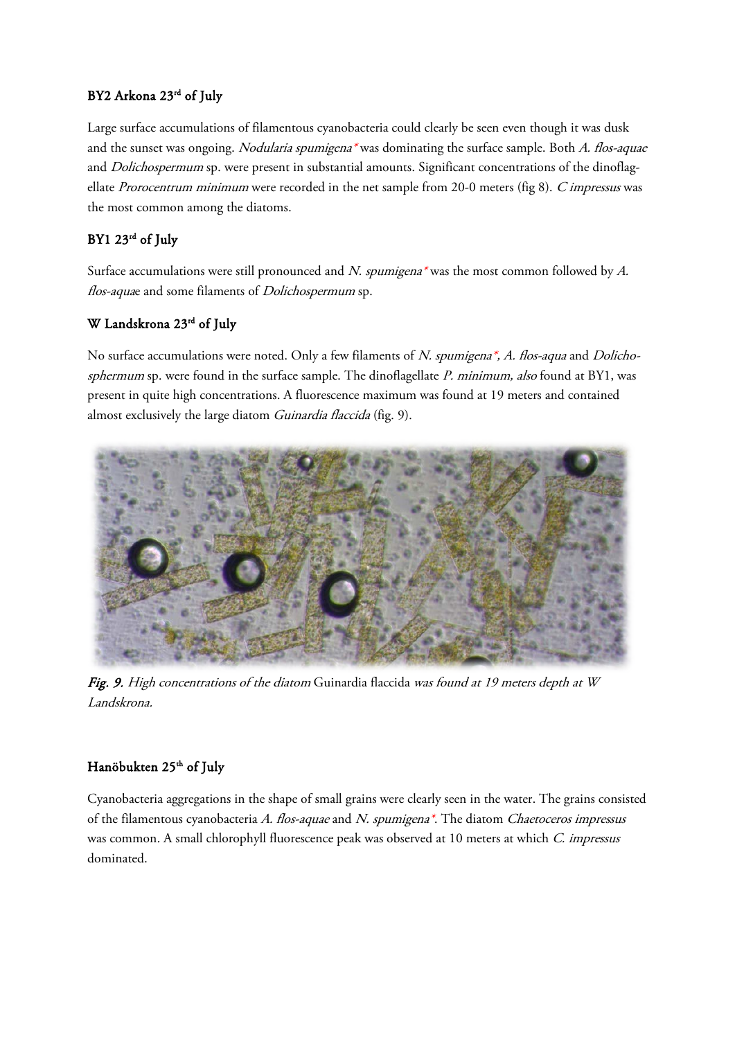### BY2 Arkona 23rd of July

Large surface accumulations of filamentous cyanobacteria could clearly be seen even though it was dusk and the sunset was ongoing. *Nodularia spumigena** was dominating the surface sample. Both *A. flos-aquae* and *Dolichospermum* sp. were present in substantial amounts. Significant concentrations of the dinoflagellate *Prorocentrum minimum* were recorded in the net sample from 20-0 meters (fig 8). *C impressus* was the most common among the diatoms.

### BY1 23rd of July

Surface accumulations were still pronounced and *N. spumigena** was the most common followed by *A. flos-aquae* and some filaments of *Dolichospermum* sp.

### W Landskrona 23rd of July

No surface accumulations were noted. Only a few filaments of *N. spumigena**, *A. flos-aqua* and *Dolichospermum* sp. were found in the surface sample. The dinoflagellate *P. minimum, also* found at BY1, was present in quite high concentrations. A fluorescence maximum was found at 19 meters and contained almost exclusively the large diatom *Guinardia flaccida* (fig. 9).

***Fig. 9.*** *High concentrations of the diatom* Guinardia flaccida *was found at 19 meters depth at W Landskrona.*

### Hanöbukten 25th of July

Cyanobacteria aggregations in the shape of small grains were clearly seen in the water. The grains consisted of the filamentous cyanobacteria *A. flos-aquae* and *N. spumigena**. The diatom *Chaetoceros impressus* was common. A small chlorophyll fluorescence peak was observed at 10 meters at which *C. impressus* dominated.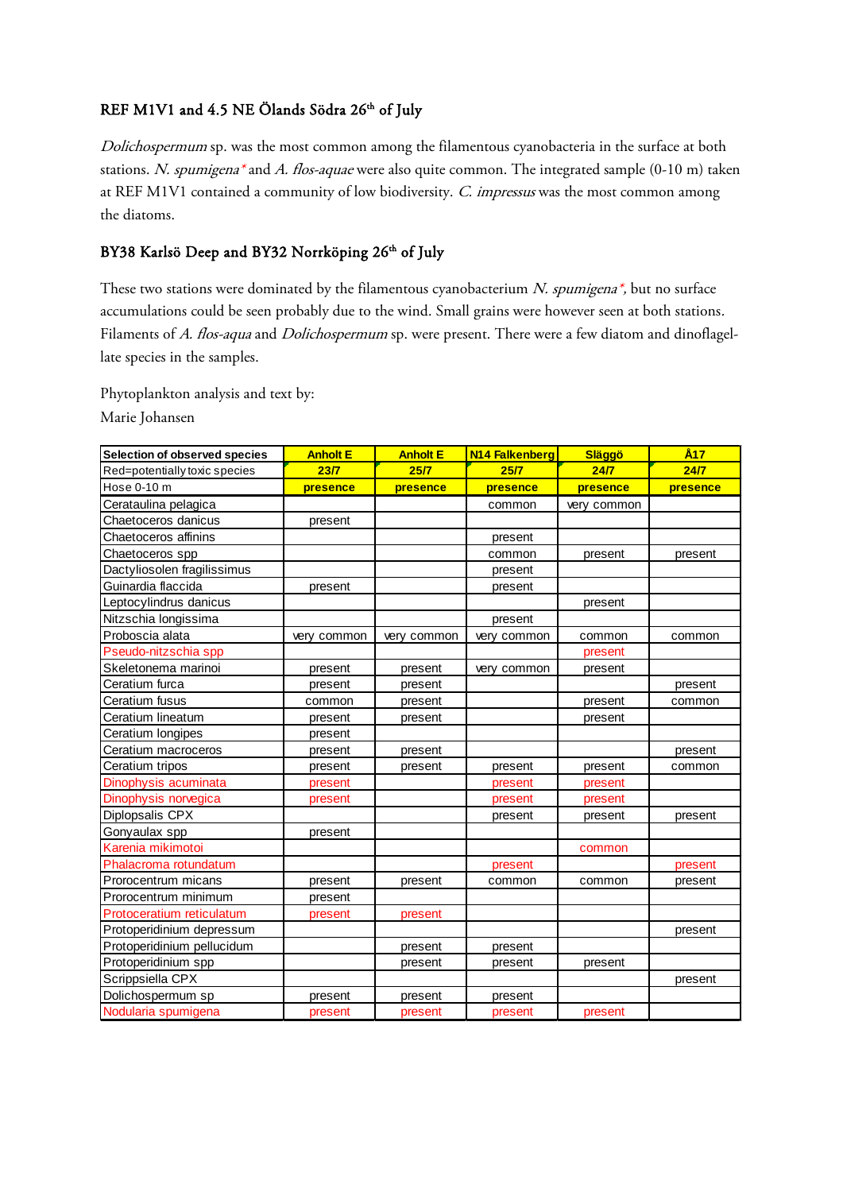### REF M1V1 and 4.5 NE Ölands Södra 26th of July

*Dolichospermum* sp. was the most common among the filamentous cyanobacteria in the surface at both stations. *N. spumigena\** and *A. flos-aquae* were also quite common. The integrated sample (0-10 m) taken at REF M1V1 contained a community of low biodiversity. *C. impressus* was the most common among the diatoms.

### BY38 Karlsö Deep and BY32 Norrköping 26th of July

These two stations were dominated by the filamentous cyanobacterium *N. spumigena\**, but no surface accumulations could be seen probably due to the wind. Small grains were however seen at both stations. Filaments of *A. flos-aqua* and *Dolichospermum* sp. were present. There were a few diatom and dinoflagellate species in the samples.

Phytoplankton analysis and text by:
Marie Johansen

| Selection of observed species | Anholt E | Anholt E | N14 Falkenberg | Släggö | Å17 |
|---|---|---|---|---|---|
| Red=potentially toxic species | 23/7 | 25/7 | 25/7 | 24/7 | 24/7 |
| Hose 0-10 m | presence | presence | presence | presence | presence |
| Cerataulina pelagica | | | common | very common | |
| Chaetoceros danicus | present | | | | |
| Chaetoceros affinins | | | present | | |
| Chaetoceros spp | | | common | present | present |
| Dactyliosolen fragilissimus | | | present | | |
| Guinardia flaccida | present | | present | | |
| Leptocylindrus danicus | | | | present | |
| Nitzschia longissima | | | present | | |
| Proboscia alata | very common | very common | very common | common | common |
| Pseudo-nitzschia spp | | | | present | |
| Skeletonema marinoi | present | present | very common | present | |
| Ceratium furca | present | present | | | present |
| Ceratium fusus | common | present | | present | common |
| Ceratium lineatum | present | present | | present | |
| Ceratium longipes | present | | | | |
| Ceratium macroceros | present | present | | | present |
| Ceratium tripos | present | present | present | present | common |
| Dinophysis acuminata | present | | present | present | |
| Dinophysis norvegica | present | | present | present | |
| Diplopsalis CPX | | | present | present | present |
| Gonyaulax spp | present | | | | |
| Karenia mikimotoi | | | | common | |
| Phalacroma rotundatum | | | present | | present |
| Prorocentrum micans | present | present | common | common | present |
| Prorocentrum minimum | present | | | | |
| Protoceratium reticulatum | present | present | | | |
| Protoperidinium depressum | | | | | present |
| Protoperidinium pellucidum | | present | present | | |
| Protoperidinium spp | | present | present | present | |
| Scrippsiella CPX | | | | | present |
| Dolichospermum sp | present | present | present | | |
| Nodularia spumigena | present | present | present | present | |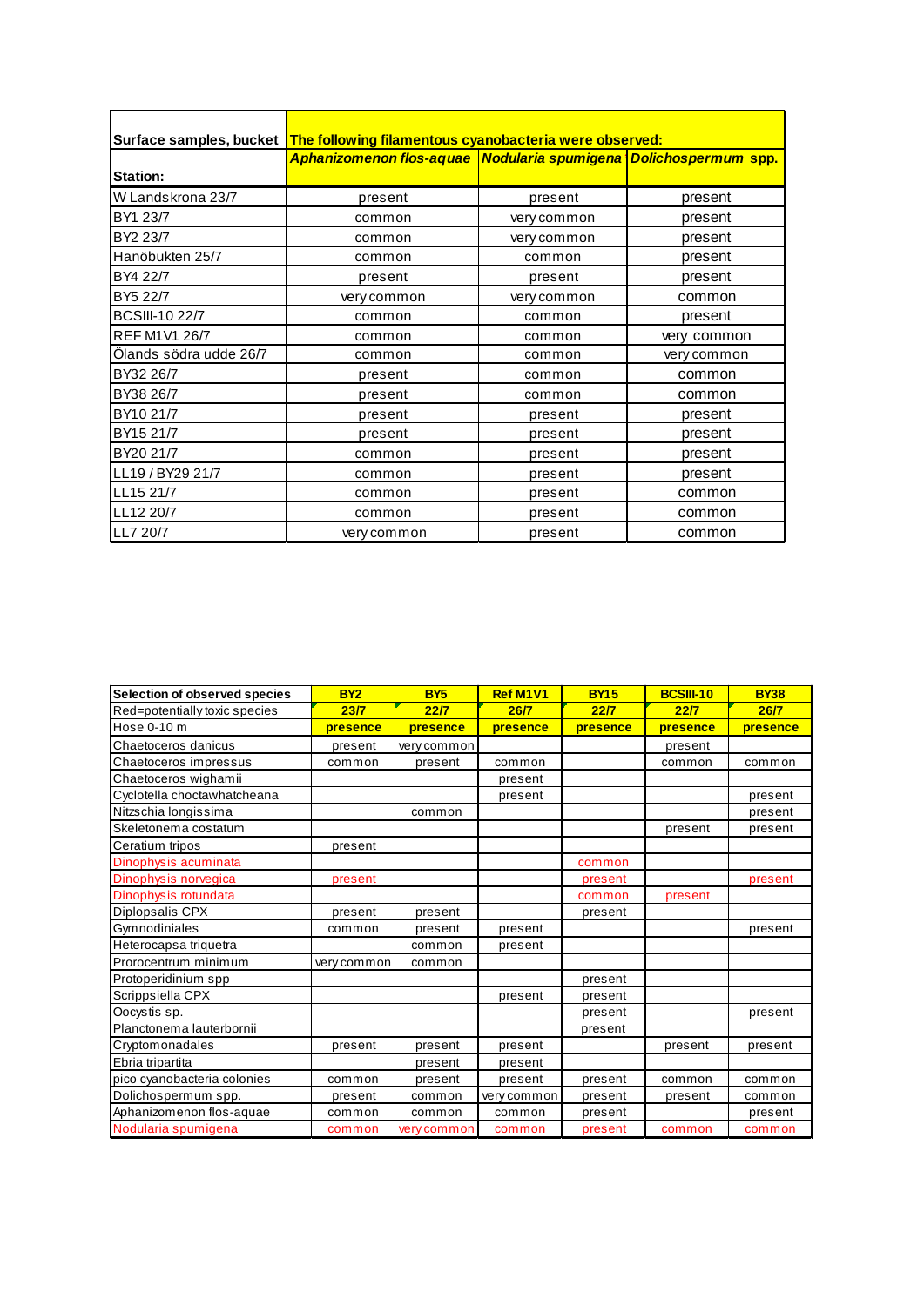| Surface samples, bucket | The following filamentous cyanobacteria were observed: | | |
|---|---|---|---|
| **Station:** | ***Aphanizomenon flos-aquae*** | ***Nodularia spumigena*** | ***Dolichospermum* spp.** |
| W Landskrona 23/7 | present | present | present |
| BY1 23/7 | common | very common | present |
| BY2 23/7 | common | very common | present |
| Hanöbukten 25/7 | common | common | present |
| BY4 22/7 | present | present | present |
| BY5 22/7 | very common | very common | common |
| BCSIII-10 22/7 | common | common | present |
| REF M1V1 26/7 | common | common | very common |
| Ölands södra udde 26/7 | common | common | very common |
| BY32 26/7 | present | common | common |
| BY38 26/7 | present | common | common |
| BY10 21/7 | present | present | present |
| BY15 21/7 | present | present | present |
| BY20 21/7 | common | present | present |
| LL19 / BY29 21/7 | common | present | present |
| LL15 21/7 | common | present | common |
| LL12 20/7 | common | present | common |
| LL7 20/7 | very common | present | common |

| Selection of observed species | BY2 | BY5 | Ref M1V1 | BY15 | BCSIII-10 | BY38 |
|---|---|---|---|---|---|---|
| Red=potentially toxic species | 23/7 | 22/7 | 26/7 | 22/7 | 22/7 | 26/7 |
| Hose 0-10 m | presence | presence | presence | presence | presence | presence |
| Chaetoceros danicus | present | very common | | | present | |
| Chaetoceros impressus | common | present | common | | common | common |
| Chaetoceros wighamii | | | present | | | |
| Cyclotella choctawhatcheana | | | present | | | present |
| Nitzschia longissima | | common | | | | present |
| Skeletonema costatum | | | | | present | present |
| Ceratium tripos | present | | | | | |
| Dinophysis acuminata | | | | common | | |
| Dinophysis norvegica | present | | | present | | present |
| Dinophysis rotundata | | | | common | present | |
| Diplopsalis CPX | present | present | | present | | |
| Gymnodiniales | common | present | present | | | present |
| Heterocapsa triquetra | | common | present | | | |
| Prorocentrum minimum | very common | common | | | | |
| Protoperidinium spp | | | | present | | |
| Scrippsiella CPX | | | present | present | | |
| Oocystis sp. | | | | present | | present |
| Planctonema lauterbornii | | | | present | | |
| Cryptomonadales | present | present | present | | present | present |
| Ebria tripartita | | present | present | | | |
| pico cyanobacteria colonies | common | present | present | present | common | common |
| Dolichospermum spp. | present | common | very common | present | present | common |
| Aphanizomenon flos-aquae | common | common | common | present | | present |
| Nodularia spumigena | common | very common | common | present | common | common |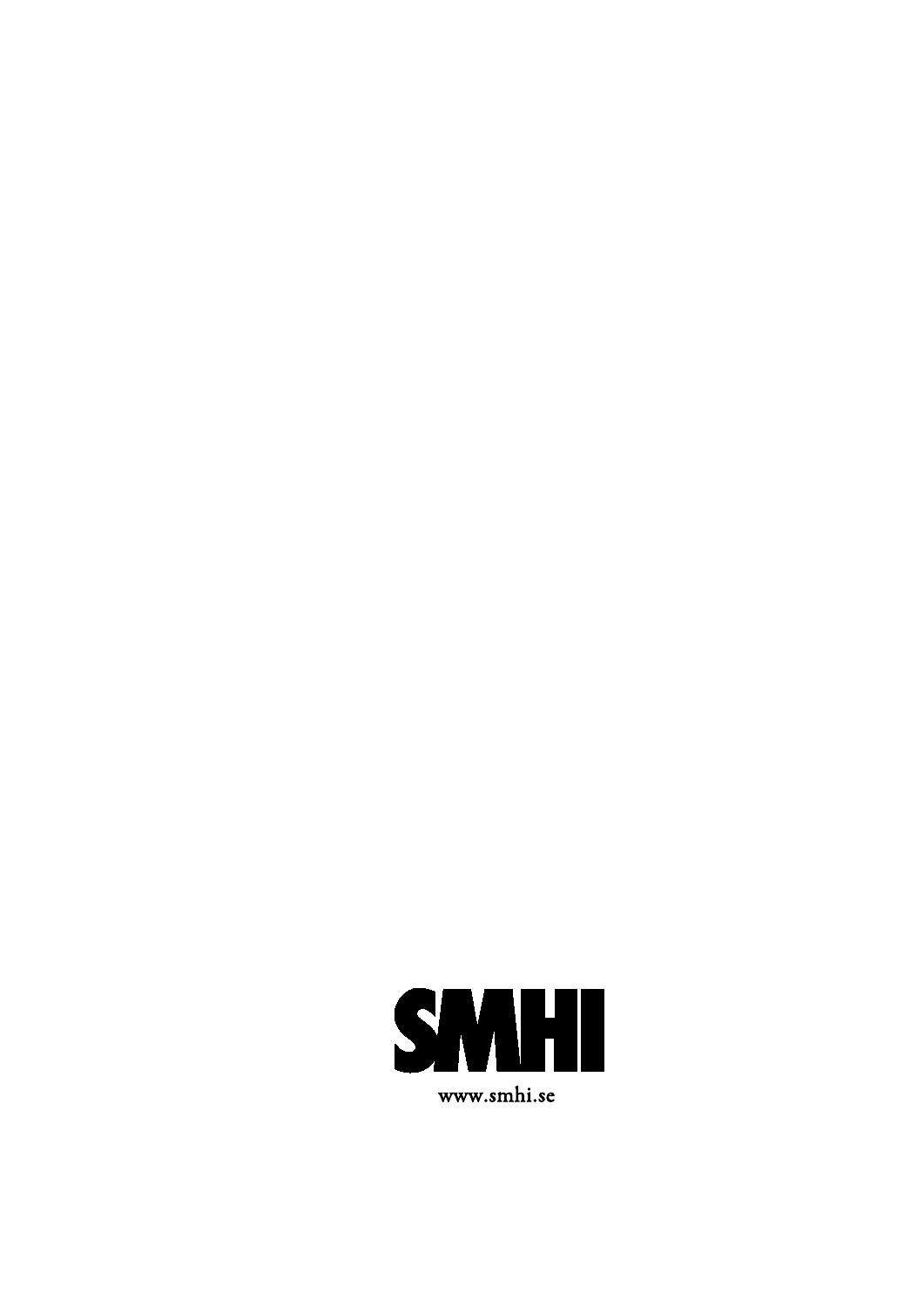SMHI

www.smhi.se